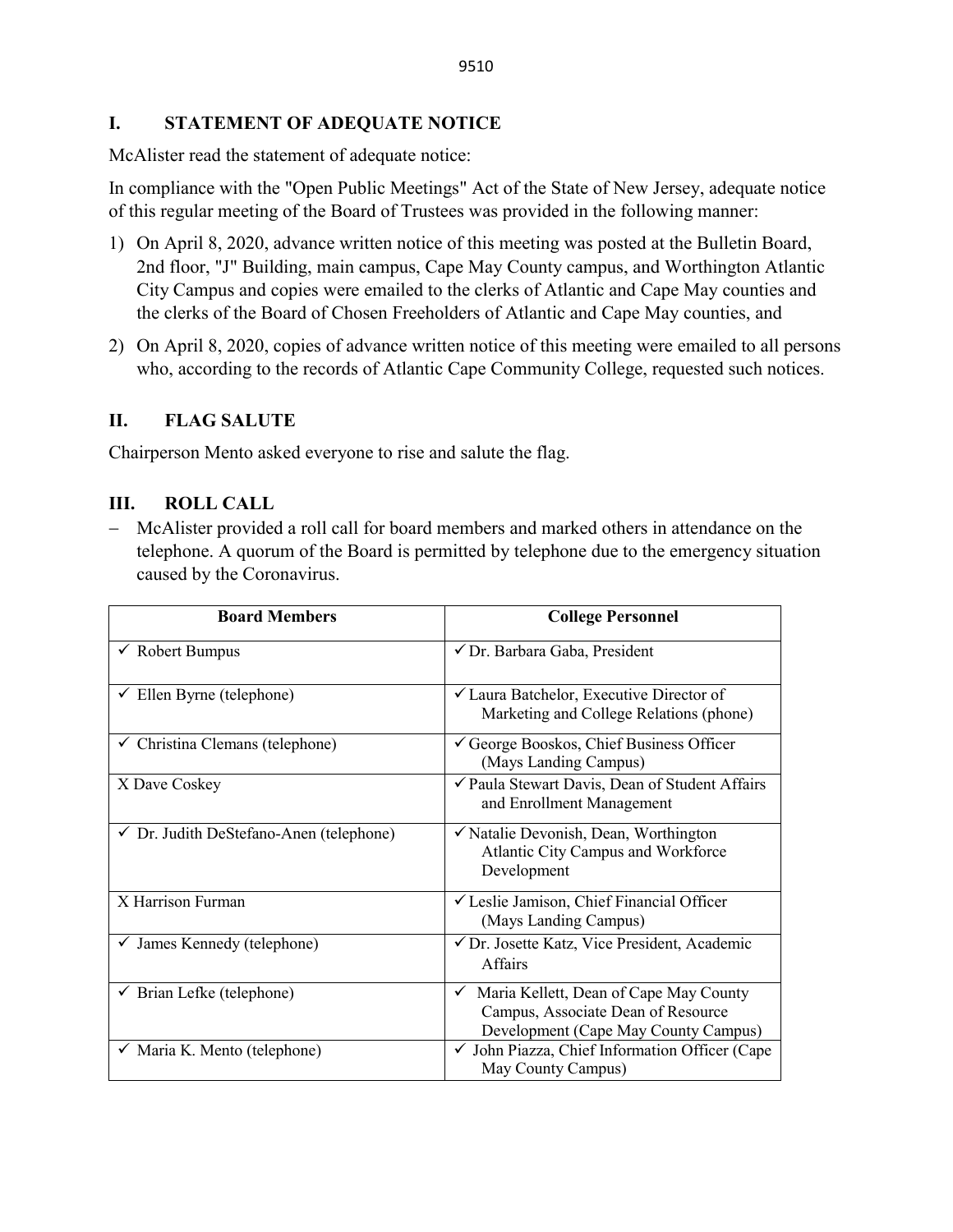## I. STATEMENT OF ADEQUATE NOTICE

McAlister read the statement of adequate notice:

In compliance with the "Open Public Meetings" Act of the State of New Jersey, adequate notice of this regular meeting of the Board of Trustees was provided in the following manner:

1) On April 8, 2020, advance written notice of this meeting was posted at the Bulletin Board, 2nd floor, "J" Building, main campus, Cape May County campus, and Worthington Atlantic City Campus and copies were emailed to the clerks of Atlantic and Cape May counties and the clerks of the Board of Chosen Freeholders of Atlantic and Cape May counties, and
2) On April 8, 2020, copies of advance written notice of this meeting were emailed to all persons who, according to the records of Atlantic Cape Community College, requested such notices.

## II. FLAG SALUTE

Chairperson Mento asked everyone to rise and salute the flag.

## III. ROLL CALL

- McAlister provided a roll call for board members and marked others in attendance on the telephone. A quorum of the Board is permitted by telephone due to the emergency situation caused by the Coronavirus.

| Board Members | College Personnel |
|---|---|
| ✓ Robert Bumpus | ✓ Dr. Barbara Gaba, President |
| ✓ Ellen Byrne (telephone) | ✓ Laura Batchelor, Executive Director of Marketing and College Relations (phone) |
| ✓ Christina Clemans (telephone) | ✓ George Booskos, Chief Business Officer (Mays Landing Campus) |
| X Dave Coskey | ✓ Paula Stewart Davis, Dean of Student Affairs and Enrollment Management |
| ✓ Dr. Judith DeStefano-Anen (telephone) | ✓ Natalie Devonish, Dean, Worthington Atlantic City Campus and Workforce Development |
| X Harrison Furman | ✓ Leslie Jamison, Chief Financial Officer (Mays Landing Campus) |
| ✓ James Kennedy (telephone) | ✓ Dr. Josette Katz, Vice President, Academic Affairs |
| ✓ Brian Lefke (telephone) | ✓ Maria Kellett, Dean of Cape May County Campus, Associate Dean of Resource Development (Cape May County Campus) |
| ✓ Maria K. Mento (telephone) | ✓ John Piazza, Chief Information Officer (Cape May County Campus) |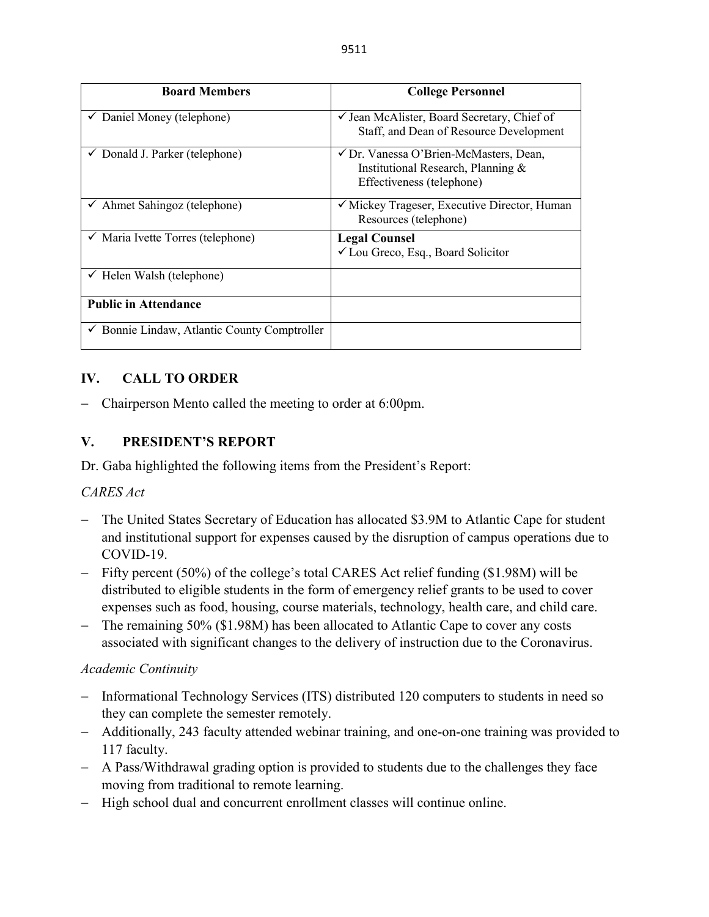| Board Members | College Personnel |
|---|---|
| ✓ Daniel Money (telephone) | ✓ Jean McAlister, Board Secretary, Chief of Staff, and Dean of Resource Development |
| ✓ Donald J. Parker (telephone) | ✓ Dr. Vanessa O'Brien-McMasters, Dean, Institutional Research, Planning & Effectiveness (telephone) |
| ✓ Ahmet Sahingoz (telephone) | ✓ Mickey Trageser, Executive Director, Human Resources (telephone) |
| ✓ Maria Ivette Torres (telephone) | **Legal Counsel** ✓ Lou Greco, Esq., Board Solicitor |
| ✓ Helen Walsh (telephone) | |
| **Public in Attendance** | |
| ✓ Bonnie Lindaw, Atlantic County Comptroller | |

## IV. CALL TO ORDER

- Chairperson Mento called the meeting to order at 6:00pm.

## V. PRESIDENT'S REPORT

Dr. Gaba highlighted the following items from the President's Report:

*CARES Act*

- The United States Secretary of Education has allocated $3.9M to Atlantic Cape for student and institutional support for expenses caused by the disruption of campus operations due to COVID-19.
- Fifty percent (50%) of the college's total CARES Act relief funding ($1.98M) will be distributed to eligible students in the form of emergency relief grants to be used to cover expenses such as food, housing, course materials, technology, health care, and child care.
- The remaining 50% ($1.98M) has been allocated to Atlantic Cape to cover any costs associated with significant changes to the delivery of instruction due to the Coronavirus.

*Academic Continuity*

- Informational Technology Services (ITS) distributed 120 computers to students in need so they can complete the semester remotely.
- Additionally, 243 faculty attended webinar training, and one-on-one training was provided to 117 faculty.
- A Pass/Withdrawal grading option is provided to students due to the challenges they face moving from traditional to remote learning.
- High school dual and concurrent enrollment classes will continue online.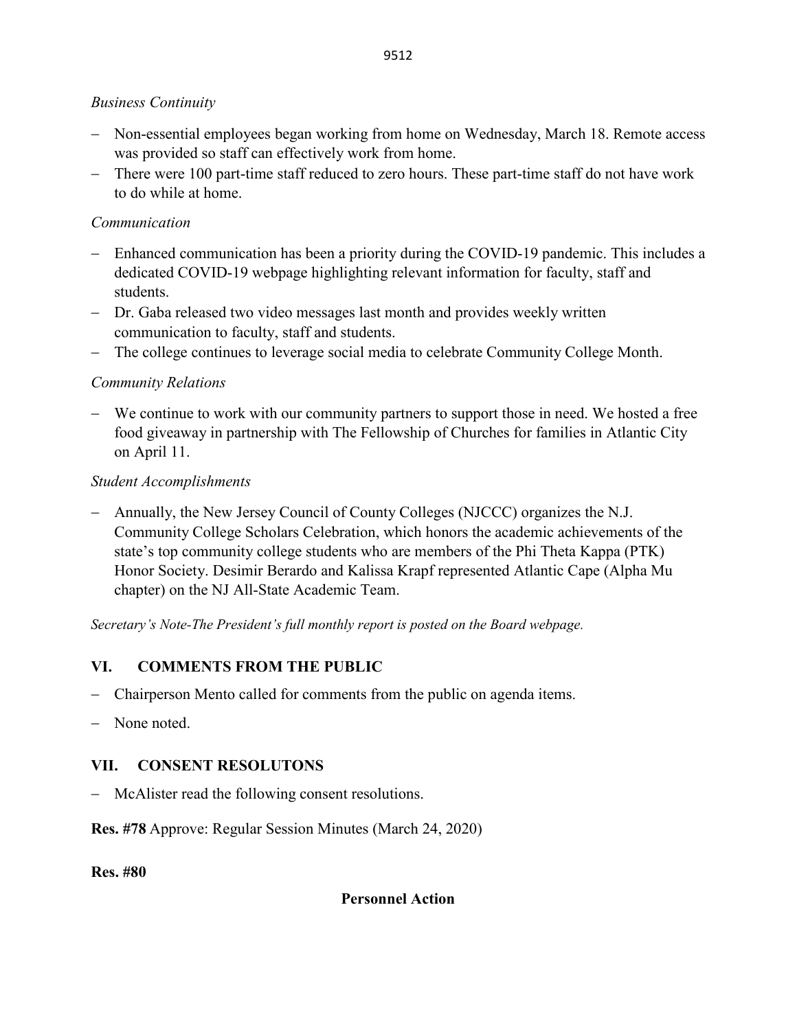*Business Continuity*

- Non-essential employees began working from home on Wednesday, March 18. Remote access was provided so staff can effectively work from home.
- There were 100 part-time staff reduced to zero hours. These part-time staff do not have work to do while at home.

*Communication*

- Enhanced communication has been a priority during the COVID-19 pandemic. This includes a dedicated COVID-19 webpage highlighting relevant information for faculty, staff and students.
- Dr. Gaba released two video messages last month and provides weekly written communication to faculty, staff and students.
- The college continues to leverage social media to celebrate Community College Month.

*Community Relations*

- We continue to work with our community partners to support those in need. We hosted a free food giveaway in partnership with The Fellowship of Churches for families in Atlantic City on April 11.

*Student Accomplishments*

- Annually, the New Jersey Council of County Colleges (NJCCC) organizes the N.J. Community College Scholars Celebration, which honors the academic achievements of the state's top community college students who are members of the Phi Theta Kappa (PTK) Honor Society. Desimir Berardo and Kalissa Krapf represented Atlantic Cape (Alpha Mu chapter) on the NJ All-State Academic Team.

*Secretary's Note-The President's full monthly report is posted on the Board webpage.*

## VI. COMMENTS FROM THE PUBLIC

- Chairperson Mento called for comments from the public on agenda items.
- None noted.

## VII. CONSENT RESOLUTONS

- McAlister read the following consent resolutions.

**Res. #78** Approve: Regular Session Minutes (March 24, 2020)

**Res. #80**

**Personnel Action**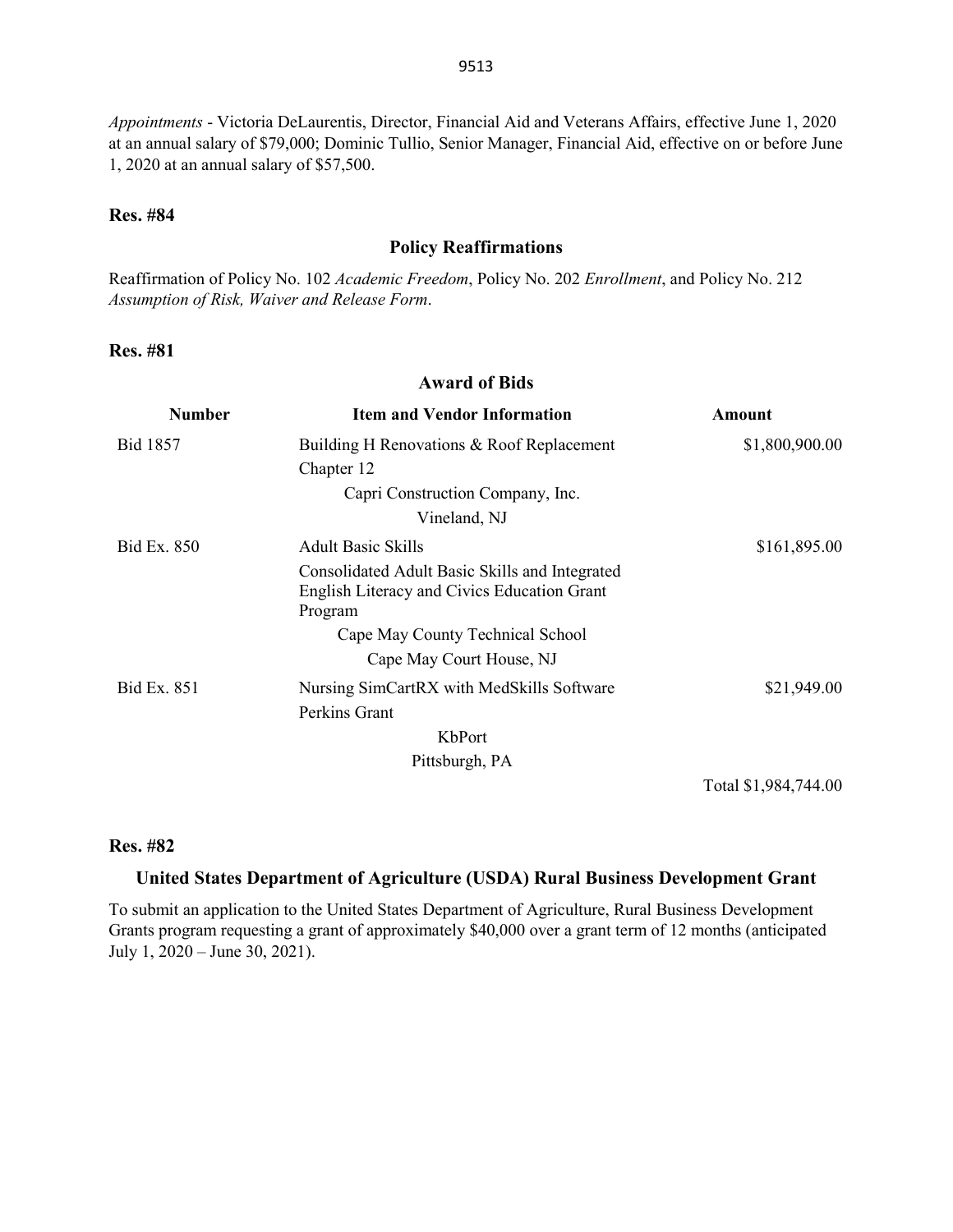*Appointments* - Victoria DeLaurentis, Director, Financial Aid and Veterans Affairs, effective June 1, 2020 at an annual salary of $79,000; Dominic Tullio, Senior Manager, Financial Aid, effective on or before June 1, 2020 at an annual salary of $57,500.

**Res. #84**

### Policy Reaffirmations

Reaffirmation of Policy No. 102 *Academic Freedom*, Policy No. 202 *Enrollment*, and Policy No. 212 *Assumption of Risk, Waiver and Release Form*.

**Res. #81**

### Award of Bids

| Number | Item and Vendor Information | Amount |
|---|---|---|
| Bid 1857 | Building H Renovations & Roof Replacement<br>Chapter 12<br>Capri Construction Company, Inc.<br>Vineland, NJ | $1,800,900.00 |
| Bid Ex. 850 | Adult Basic Skills<br>Consolidated Adult Basic Skills and Integrated English Literacy and Civics Education Grant Program<br>Cape May County Technical School<br>Cape May Court House, NJ | $161,895.00 |
| Bid Ex. 851 | Nursing SimCartRX with MedSkills Software<br>Perkins Grant<br>KbPort<br>Pittsburgh, PA | $21,949.00 |
| | | Total $1,984,744.00 |

**Res. #82**

### United States Department of Agriculture (USDA) Rural Business Development Grant

To submit an application to the United States Department of Agriculture, Rural Business Development Grants program requesting a grant of approximately $40,000 over a grant term of 12 months (anticipated July 1, 2020 – June 30, 2021).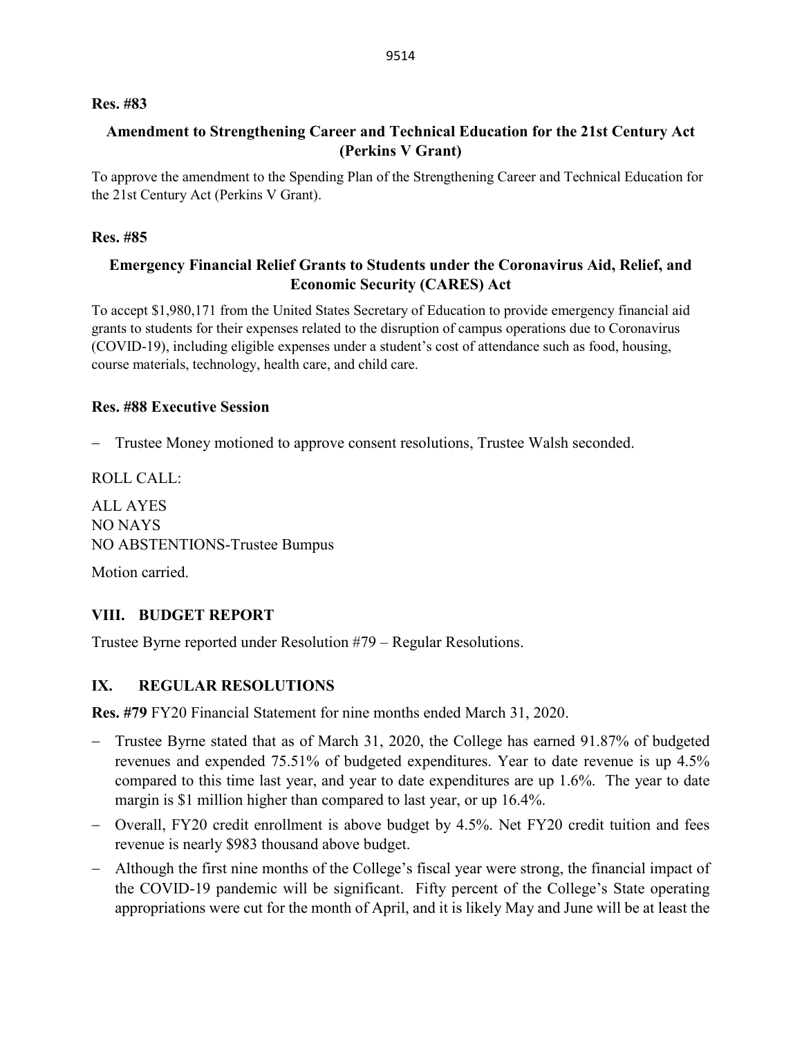**Res. #83**

**Amendment to Strengthening Career and Technical Education for the 21st Century Act (Perkins V Grant)**

To approve the amendment to the Spending Plan of the Strengthening Career and Technical Education for the 21st Century Act (Perkins V Grant).

**Res. #85**

**Emergency Financial Relief Grants to Students under the Coronavirus Aid, Relief, and Economic Security (CARES) Act**

To accept $1,980,171 from the United States Secretary of Education to provide emergency financial aid grants to students for their expenses related to the disruption of campus operations due to Coronavirus (COVID-19), including eligible expenses under a student's cost of attendance such as food, housing, course materials, technology, health care, and child care.

**Res. #88 Executive Session**

- Trustee Money motioned to approve consent resolutions, Trustee Walsh seconded.

ROLL CALL:

ALL AYES
NO NAYS
NO ABSTENTIONS-Trustee Bumpus

Motion carried.

## VIII. BUDGET REPORT

Trustee Byrne reported under Resolution #79 – Regular Resolutions.

## IX. REGULAR RESOLUTIONS

**Res. #79** FY20 Financial Statement for nine months ended March 31, 2020.

- Trustee Byrne stated that as of March 31, 2020, the College has earned 91.87% of budgeted revenues and expended 75.51% of budgeted expenditures. Year to date revenue is up 4.5% compared to this time last year, and year to date expenditures are up 1.6%. The year to date margin is $1 million higher than compared to last year, or up 16.4%.
- Overall, FY20 credit enrollment is above budget by 4.5%. Net FY20 credit tuition and fees revenue is nearly $983 thousand above budget.
- Although the first nine months of the College's fiscal year were strong, the financial impact of the COVID-19 pandemic will be significant. Fifty percent of the College's State operating appropriations were cut for the month of April, and it is likely May and June will be at least the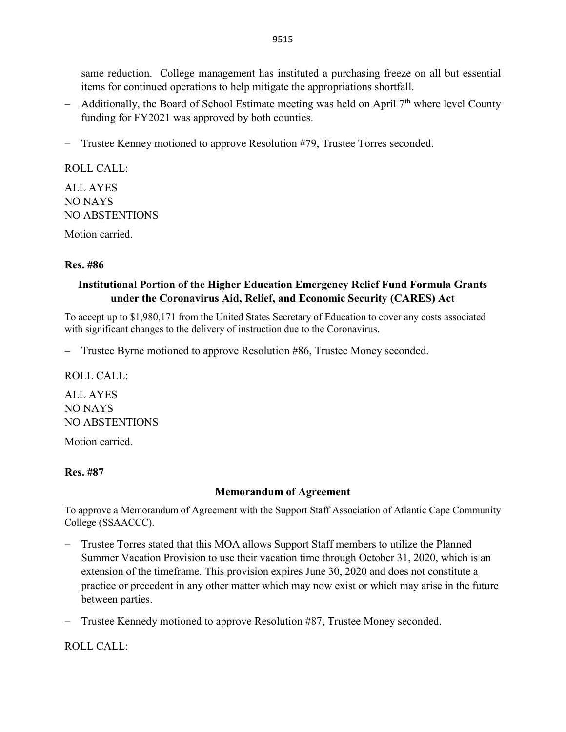same reduction. College management has instituted a purchasing freeze on all but essential items for continued operations to help mitigate the appropriations shortfall.

- Additionally, the Board of School Estimate meeting was held on April 7th where level County funding for FY2021 was approved by both counties.

- Trustee Kenney motioned to approve Resolution #79, Trustee Torres seconded.

ROLL CALL:

ALL AYES
NO NAYS
NO ABSTENTIONS

Motion carried.

**Res. #86**

**Institutional Portion of the Higher Education Emergency Relief Fund Formula Grants under the Coronavirus Aid, Relief, and Economic Security (CARES) Act**

To accept up to $1,980,171 from the United States Secretary of Education to cover any costs associated with significant changes to the delivery of instruction due to the Coronavirus.

- Trustee Byrne motioned to approve Resolution #86, Trustee Money seconded.

ROLL CALL:

ALL AYES
NO NAYS
NO ABSTENTIONS

Motion carried.

**Res. #87**

**Memorandum of Agreement**

To approve a Memorandum of Agreement with the Support Staff Association of Atlantic Cape Community College (SSAACCC).

- Trustee Torres stated that this MOA allows Support Staff members to utilize the Planned Summer Vacation Provision to use their vacation time through October 31, 2020, which is an extension of the timeframe. This provision expires June 30, 2020 and does not constitute a practice or precedent in any other matter which may now exist or which may arise in the future between parties.

- Trustee Kennedy motioned to approve Resolution #87, Trustee Money seconded.

ROLL CALL: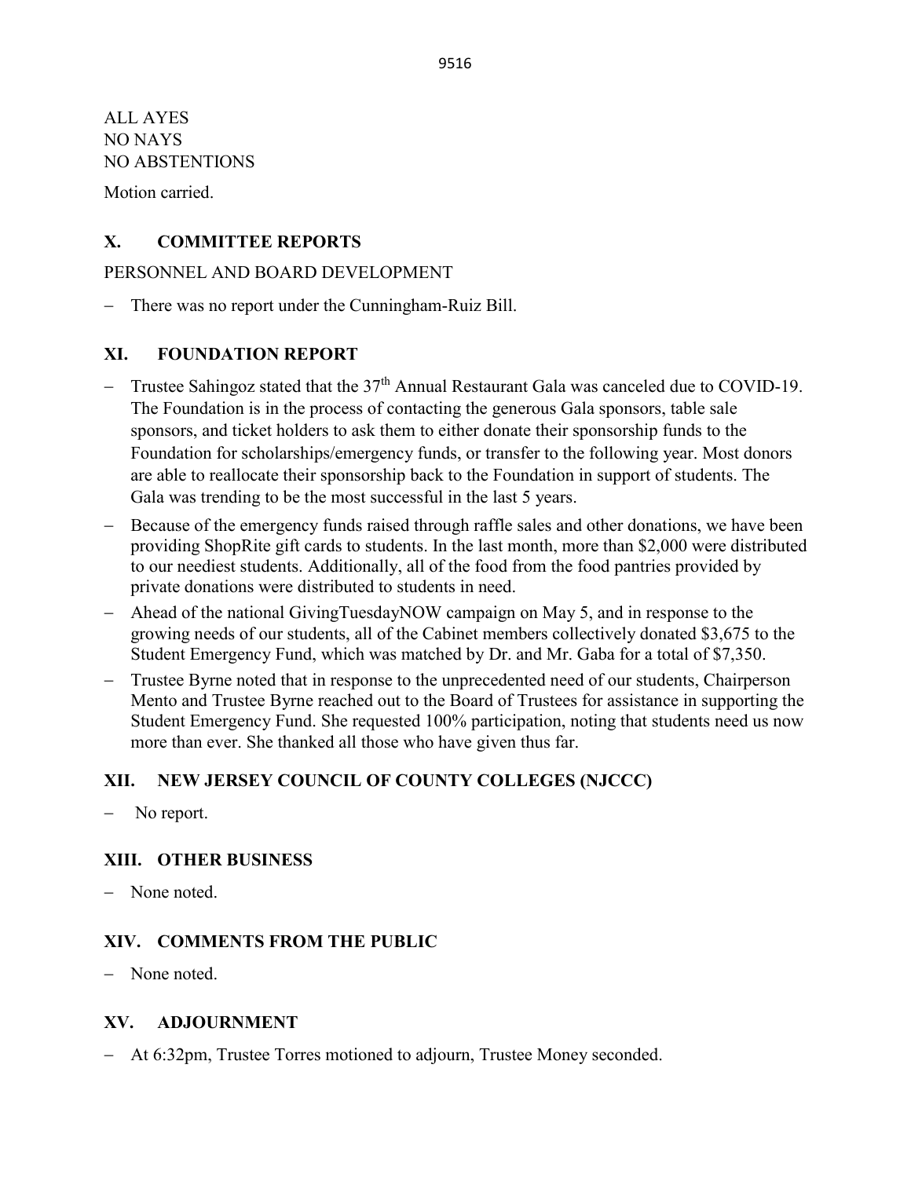ALL AYES
NO NAYS
NO ABSTENTIONS

Motion carried.

## X. COMMITTEE REPORTS

PERSONNEL AND BOARD DEVELOPMENT

- There was no report under the Cunningham-Ruiz Bill.

## XI. FOUNDATION REPORT

- Trustee Sahingoz stated that the 37th Annual Restaurant Gala was canceled due to COVID-19. The Foundation is in the process of contacting the generous Gala sponsors, table sale sponsors, and ticket holders to ask them to either donate their sponsorship funds to the Foundation for scholarships/emergency funds, or transfer to the following year. Most donors are able to reallocate their sponsorship back to the Foundation in support of students. The Gala was trending to be the most successful in the last 5 years.
- Because of the emergency funds raised through raffle sales and other donations, we have been providing ShopRite gift cards to students. In the last month, more than $2,000 were distributed to our neediest students. Additionally, all of the food from the food pantries provided by private donations were distributed to students in need.
- Ahead of the national GivingTuesdayNOW campaign on May 5, and in response to the growing needs of our students, all of the Cabinet members collectively donated $3,675 to the Student Emergency Fund, which was matched by Dr. and Mr. Gaba for a total of $7,350.
- Trustee Byrne noted that in response to the unprecedented need of our students, Chairperson Mento and Trustee Byrne reached out to the Board of Trustees for assistance in supporting the Student Emergency Fund. She requested 100% participation, noting that students need us now more than ever. She thanked all those who have given thus far.

## XII. NEW JERSEY COUNCIL OF COUNTY COLLEGES (NJCCC)

- No report.

## XIII. OTHER BUSINESS

- None noted.

## XIV. COMMENTS FROM THE PUBLIC

- None noted.

## XV. ADJOURNMENT

- At 6:32pm, Trustee Torres motioned to adjourn, Trustee Money seconded.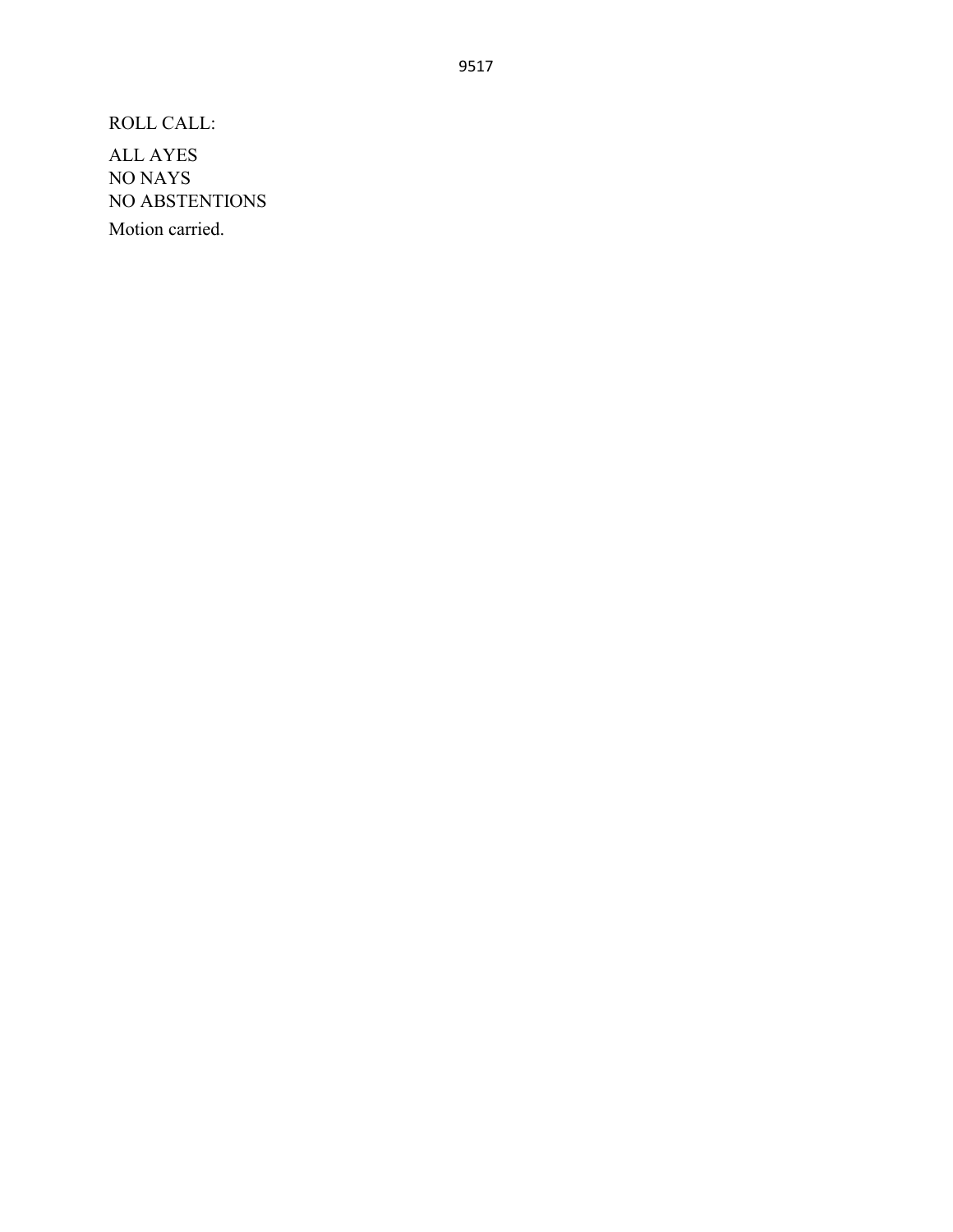ROLL CALL:

ALL AYES
NO NAYS
NO ABSTENTIONS

Motion carried.